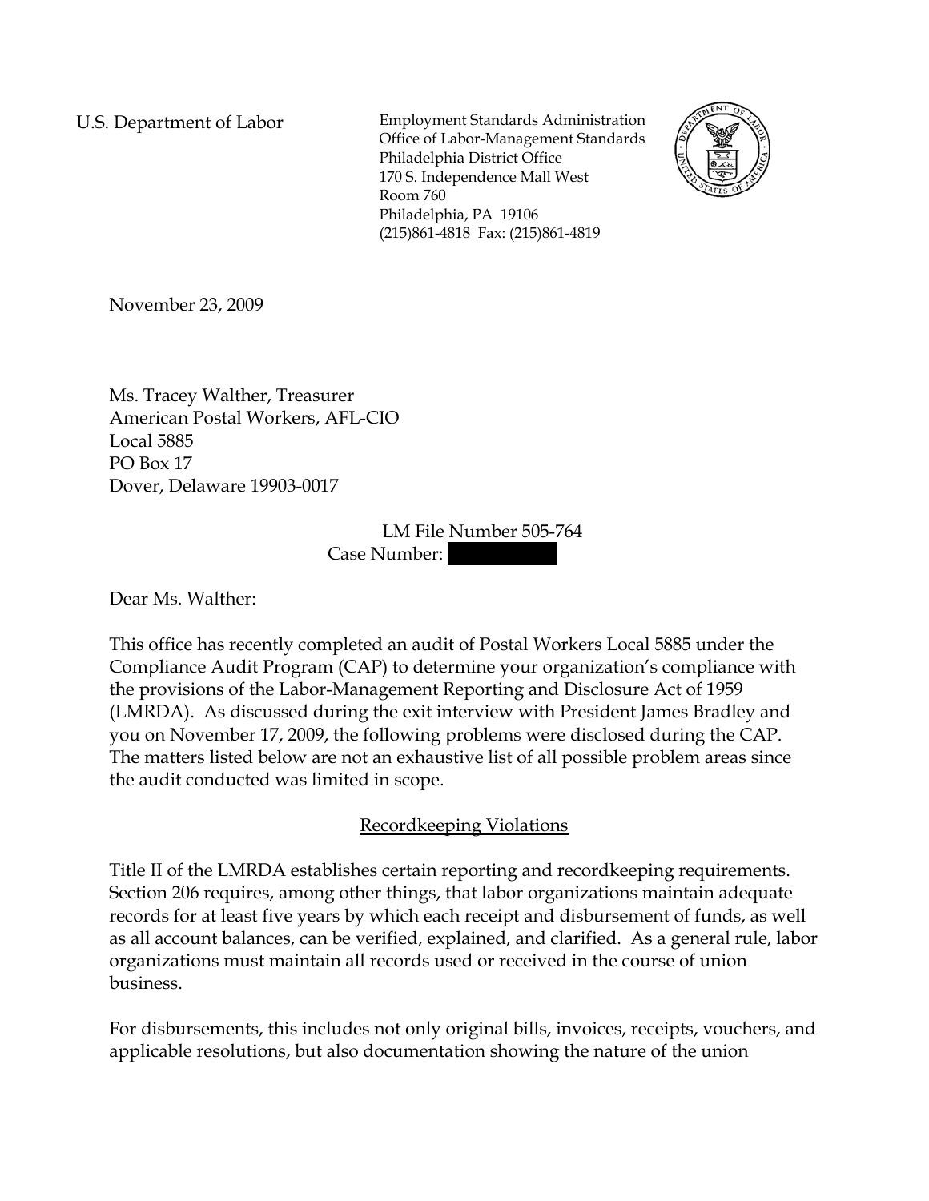U.S. Department of Labor

Employment Standards Administration
Office of Labor-Management Standards
Philadelphia District Office
170 S. Independence Mall West
Room 760
Philadelphia, PA 19106
(215)861-4818 Fax: (215)861-4819

November 23, 2009

Ms. Tracey Walther, Treasurer
American Postal Workers, AFL-CIO
Local 5885
PO Box 17
Dover, Delaware 19903-0017

LM File Number 505-764
Case Number: 

Dear Ms. Walther:

This office has recently completed an audit of Postal Workers Local 5885 under the Compliance Audit Program (CAP) to determine your organization's compliance with the provisions of the Labor-Management Reporting and Disclosure Act of 1959 (LMRDA). As discussed during the exit interview with President James Bradley and you on November 17, 2009, the following problems were disclosed during the CAP. The matters listed below are not an exhaustive list of all possible problem areas since the audit conducted was limited in scope.

## Recordkeeping Violations

Title II of the LMRDA establishes certain reporting and recordkeeping requirements. Section 206 requires, among other things, that labor organizations maintain adequate records for at least five years by which each receipt and disbursement of funds, as well as all account balances, can be verified, explained, and clarified. As a general rule, labor organizations must maintain all records used or received in the course of union business.

For disbursements, this includes not only original bills, invoices, receipts, vouchers, and applicable resolutions, but also documentation showing the nature of the union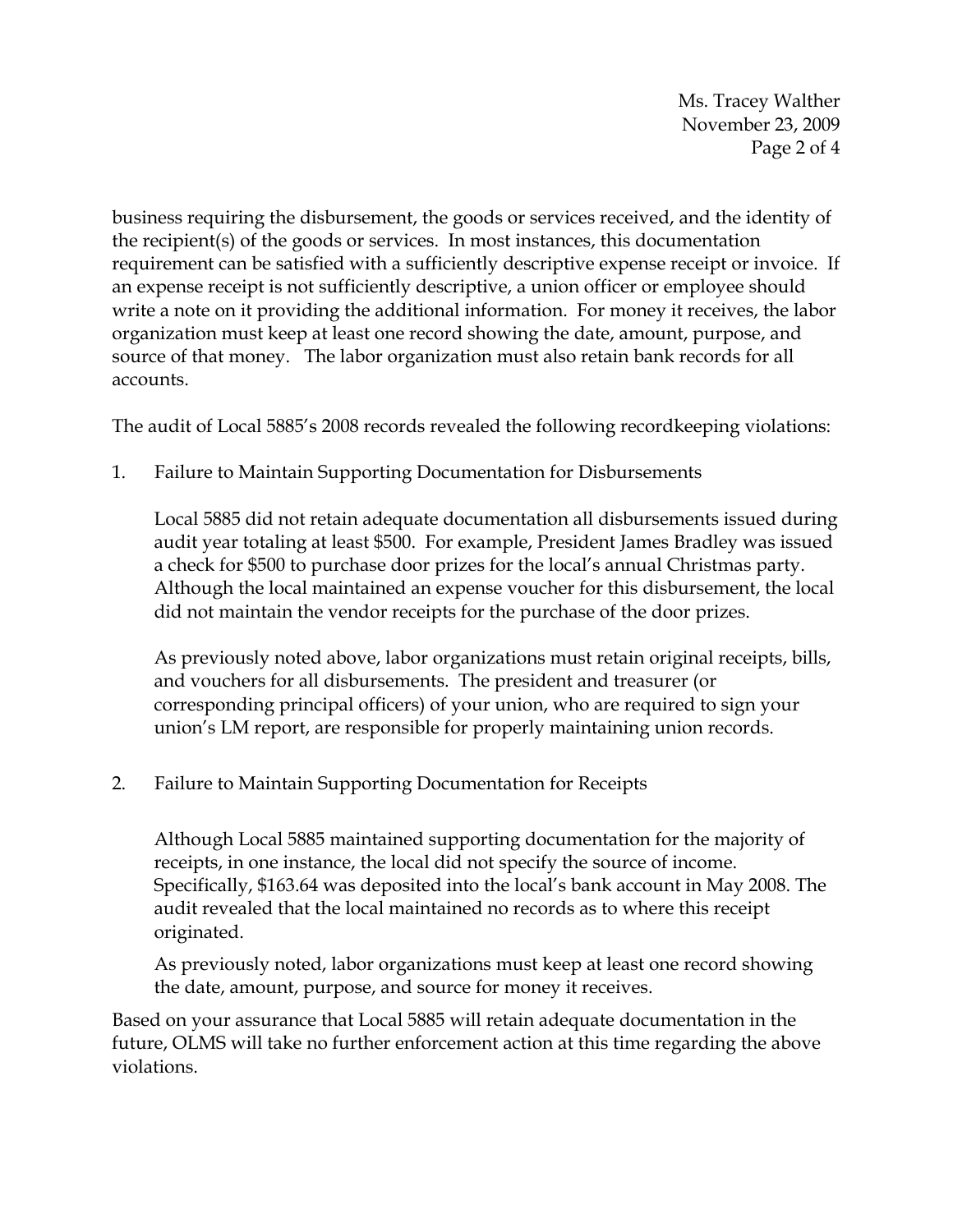business requiring the disbursement, the goods or services received, and the identity of the recipient(s) of the goods or services. In most instances, this documentation requirement can be satisfied with a sufficiently descriptive expense receipt or invoice. If an expense receipt is not sufficiently descriptive, a union officer or employee should write a note on it providing the additional information. For money it receives, the labor organization must keep at least one record showing the date, amount, purpose, and source of that money. The labor organization must also retain bank records for all accounts.

The audit of Local 5885's 2008 records revealed the following recordkeeping violations:

1. Failure to Maintain Supporting Documentation for Disbursements

   Local 5885 did not retain adequate documentation all disbursements issued during audit year totaling at least $500. For example, President James Bradley was issued a check for $500 to purchase door prizes for the local's annual Christmas party. Although the local maintained an expense voucher for this disbursement, the local did not maintain the vendor receipts for the purchase of the door prizes.

   As previously noted above, labor organizations must retain original receipts, bills, and vouchers for all disbursements. The president and treasurer (or corresponding principal officers) of your union, who are required to sign your union's LM report, are responsible for properly maintaining union records.

2. Failure to Maintain Supporting Documentation for Receipts

   Although Local 5885 maintained supporting documentation for the majority of receipts, in one instance, the local did not specify the source of income. Specifically, $163.64 was deposited into the local's bank account in May 2008. The audit revealed that the local maintained no records as to where this receipt originated.

   As previously noted, labor organizations must keep at least one record showing the date, amount, purpose, and source for money it receives.

Based on your assurance that Local 5885 will retain adequate documentation in the future, OLMS will take no further enforcement action at this time regarding the above violations.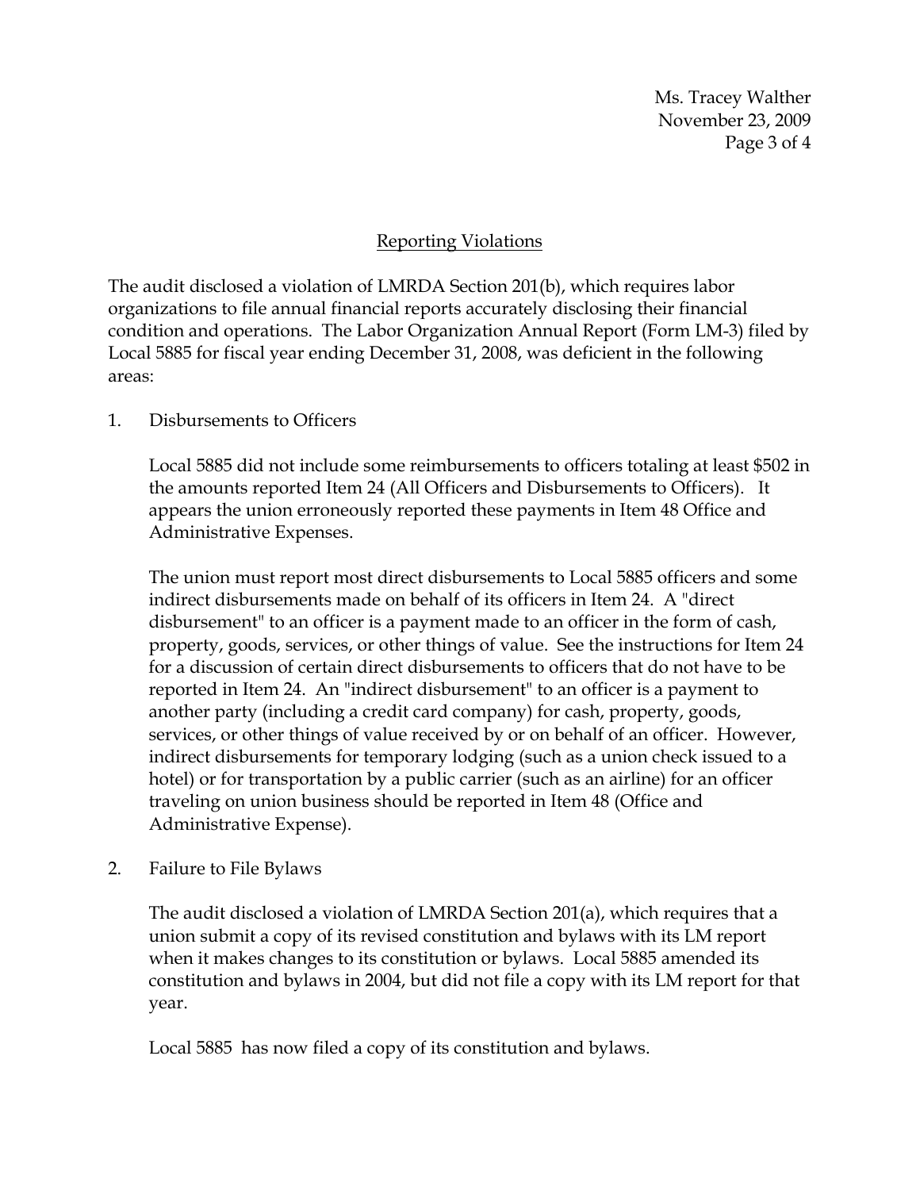## Reporting Violations

The audit disclosed a violation of LMRDA Section 201(b), which requires labor organizations to file annual financial reports accurately disclosing their financial condition and operations. The Labor Organization Annual Report (Form LM-3) filed by Local 5885 for fiscal year ending December 31, 2008, was deficient in the following areas:

1. Disbursements to Officers

   Local 5885 did not include some reimbursements to officers totaling at least $502 in the amounts reported Item 24 (All Officers and Disbursements to Officers). It appears the union erroneously reported these payments in Item 48 Office and Administrative Expenses.

   The union must report most direct disbursements to Local 5885 officers and some indirect disbursements made on behalf of its officers in Item 24. A "direct disbursement" to an officer is a payment made to an officer in the form of cash, property, goods, services, or other things of value. See the instructions for Item 24 for a discussion of certain direct disbursements to officers that do not have to be reported in Item 24. An "indirect disbursement" to an officer is a payment to another party (including a credit card company) for cash, property, goods, services, or other things of value received by or on behalf of an officer. However, indirect disbursements for temporary lodging (such as a union check issued to a hotel) or for transportation by a public carrier (such as an airline) for an officer traveling on union business should be reported in Item 48 (Office and Administrative Expense).

2. Failure to File Bylaws

   The audit disclosed a violation of LMRDA Section 201(a), which requires that a union submit a copy of its revised constitution and bylaws with its LM report when it makes changes to its constitution or bylaws. Local 5885 amended its constitution and bylaws in 2004, but did not file a copy with its LM report for that year.

   Local 5885 has now filed a copy of its constitution and bylaws.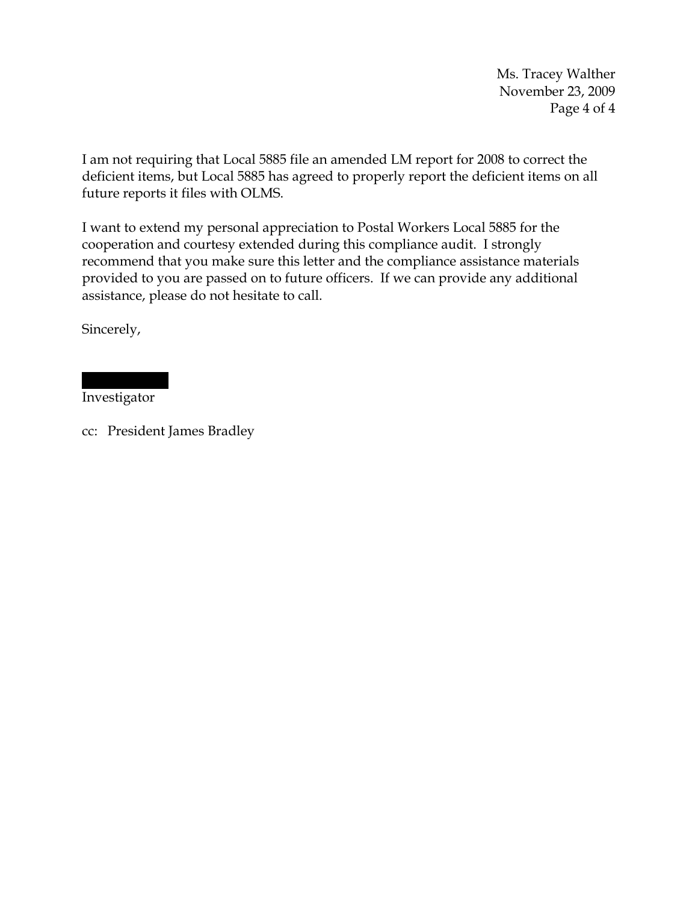I am not requiring that Local 5885 file an amended LM report for 2008 to correct the deficient items, but Local 5885 has agreed to properly report the deficient items on all future reports it files with OLMS.

I want to extend my personal appreciation to Postal Workers Local 5885 for the cooperation and courtesy extended during this compliance audit. I strongly recommend that you make sure this letter and the compliance assistance materials provided to you are passed on to future officers. If we can provide any additional assistance, please do not hesitate to call.

Sincerely,

Investigator

cc: President James Bradley